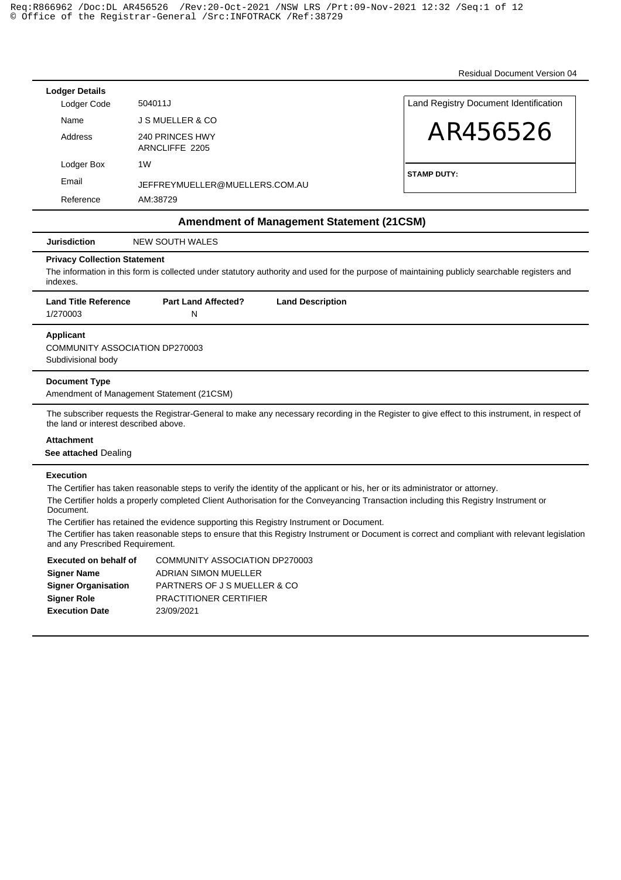Residual Document Version 04

**Lodger Details**

| | |
|---|---|
| Lodger Code | 504011J |
| Name | J S MUELLER & CO |
| Address | 240 PRINCES HWY ARNCLIFFE 2205 |
| Lodger Box | 1W |
| Email | JEFFREYMUELLER@MUELLERS.COM.AU |
| Reference | AM:38729 |

Land Registry Document Identification

# AR456526

**STAMP DUTY:**

## Amendment of Management Statement (21CSM)

**Jurisdiction** NEW SOUTH WALES

**Privacy Collection Statement**

The information in this form is collected under statutory authority and used for the purpose of maintaining publicly searchable registers and indexes.

| Land Title Reference | Part Land Affected? | Land Description |
|---|---|---|
| 1/270003 | N | |

**Applicant**

COMMUNITY ASSOCIATION DP270003
Subdivisional body

**Document Type**

Amendment of Management Statement (21CSM)

The subscriber requests the Registrar-General to make any necessary recording in the Register to give effect to this instrument, in respect of the land or interest described above.

**Attachment**

**See attached** Dealing

**Execution**

The Certifier has taken reasonable steps to verify the identity of the applicant or his, her or its administrator or attorney.

The Certifier holds a properly completed Client Authorisation for the Conveyancing Transaction including this Registry Instrument or Document.

The Certifier has retained the evidence supporting this Registry Instrument or Document.

The Certifier has taken reasonable steps to ensure that this Registry Instrument or Document is correct and compliant with relevant legislation and any Prescribed Requirement.

| | |
|---|---|
| **Executed on behalf of** | COMMUNITY ASSOCIATION DP270003 |
| **Signer Name** | ADRIAN SIMON MUELLER |
| **Signer Organisation** | PARTNERS OF J S MUELLER & CO |
| **Signer Role** | PRACTITIONER CERTIFIER |
| **Execution Date** | 23/09/2021 |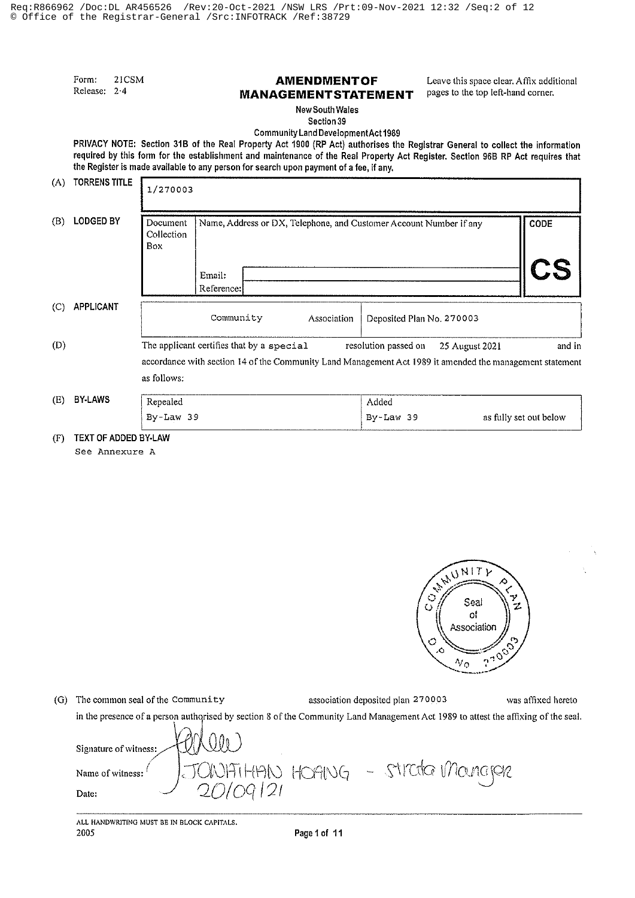Form: 21CSM
Release: 2·4

# AMENDMENT OF MANAGEMENT STATEMENT

Leave this space clear. Affix additional pages to the top left-hand corner.

New South Wales
Section 39
Community Land Development Act 1989

**PRIVACY NOTE: Section 31B of the Real Property Act 1900 (RP Act) authorises the Registrar General to collect the information required by this form for the establishment and maintenance of the Real Property Act Register. Section 96B RP Act requires that the Register is made available to any person for search upon payment of a fee, if any.**

**(A) TORRENS TITLE**

1/270003

**(B) LODGED BY**

| Document Collection Box | Name, Address or DX, Telephone, and Customer Account Number if any | CODE |
|---|---|---|
| | Email: | **CS** |
| | Reference: | |

**(C) APPLICANT**

| Community Association | Deposited Plan No. 270003 |
|---|---|

**(D)** The applicant certifies that by a special resolution passed on 25 August 2021 and in accordance with section 14 of the Community Land Management Act 1989 it amended the management statement as follows:

**(E) BY-LAWS**

| Repealed | Added |
|---|---|
| By-Law 39 | By-Law 39 as fully set out below |

**(F) TEXT OF ADDED BY-LAW**

See Annexure A

COMMUNITY PLAN — Seal of Association — D.P. No 270003

**(G)** The common seal of the Community association deposited plan 270003 was affixed hereto in the presence of a person authorised by section 8 of the Community Land Management Act 1989 to attest the affixing of the seal.

Signature of witness: [signature]

Name of witness: JONATHAN HOANG - Strata Manager

Date: 20/09/21

ALL HANDWRITING MUST BE IN BLOCK CAPITALS.
2005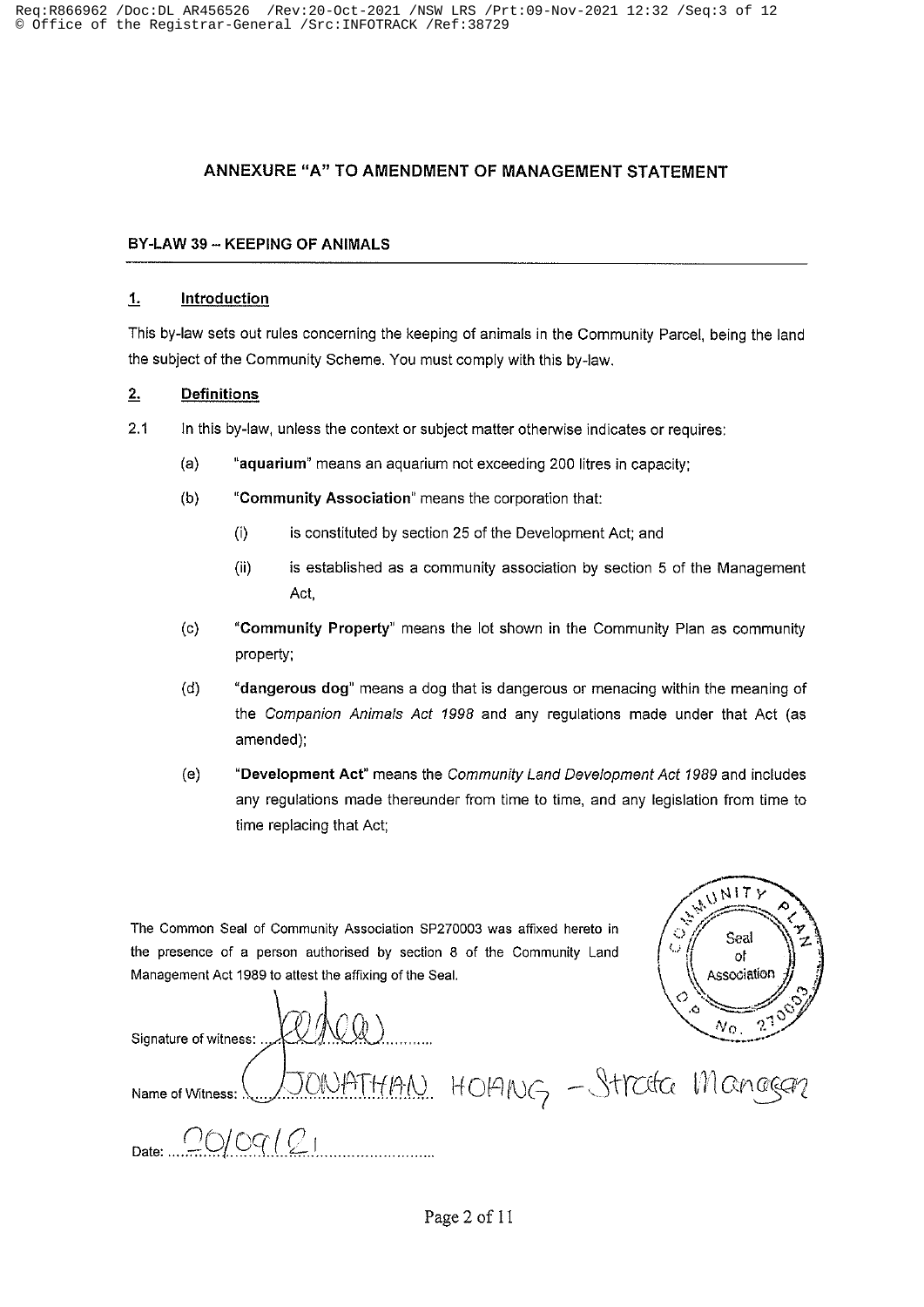## ANNEXURE "A" TO AMENDMENT OF MANAGEMENT STATEMENT

### BY-LAW 39 – KEEPING OF ANIMALS

**1. Introduction**

This by-law sets out rules concerning the keeping of animals in the Community Parcel, being the land the subject of the Community Scheme. You must comply with this by-law.

**2. Definitions**

2.1 In this by-law, unless the context or subject matter otherwise indicates or requires:

(a) "**aquarium**" means an aquarium not exceeding 200 litres in capacity;

(b) "**Community Association**" means the corporation that:

(i) is constituted by section 25 of the Development Act; and

(ii) is established as a community association by section 5 of the Management Act,

(c) "**Community Property**" means the lot shown in the Community Plan as community property;

(d) "**dangerous dog**" means a dog that is dangerous or menacing within the meaning of the *Companion Animals Act 1998* and any regulations made under that Act (as amended);

(e) "**Development Act**" means the *Community Land Development Act 1989* and includes any regulations made thereunder from time to time, and any legislation from time to time replacing that Act;

The Common Seal of Community Association SP270003 was affixed hereto in the presence of a person authorised by section 8 of the Community Land Management Act 1989 to attest the affixing of the Seal.

Signature of witness: [signature]

Name of Witness: JONATHAN HOANG – Strata Manager

Date: 20/09/21

[Seal: Community Plan – Seal of Association – No. 270003]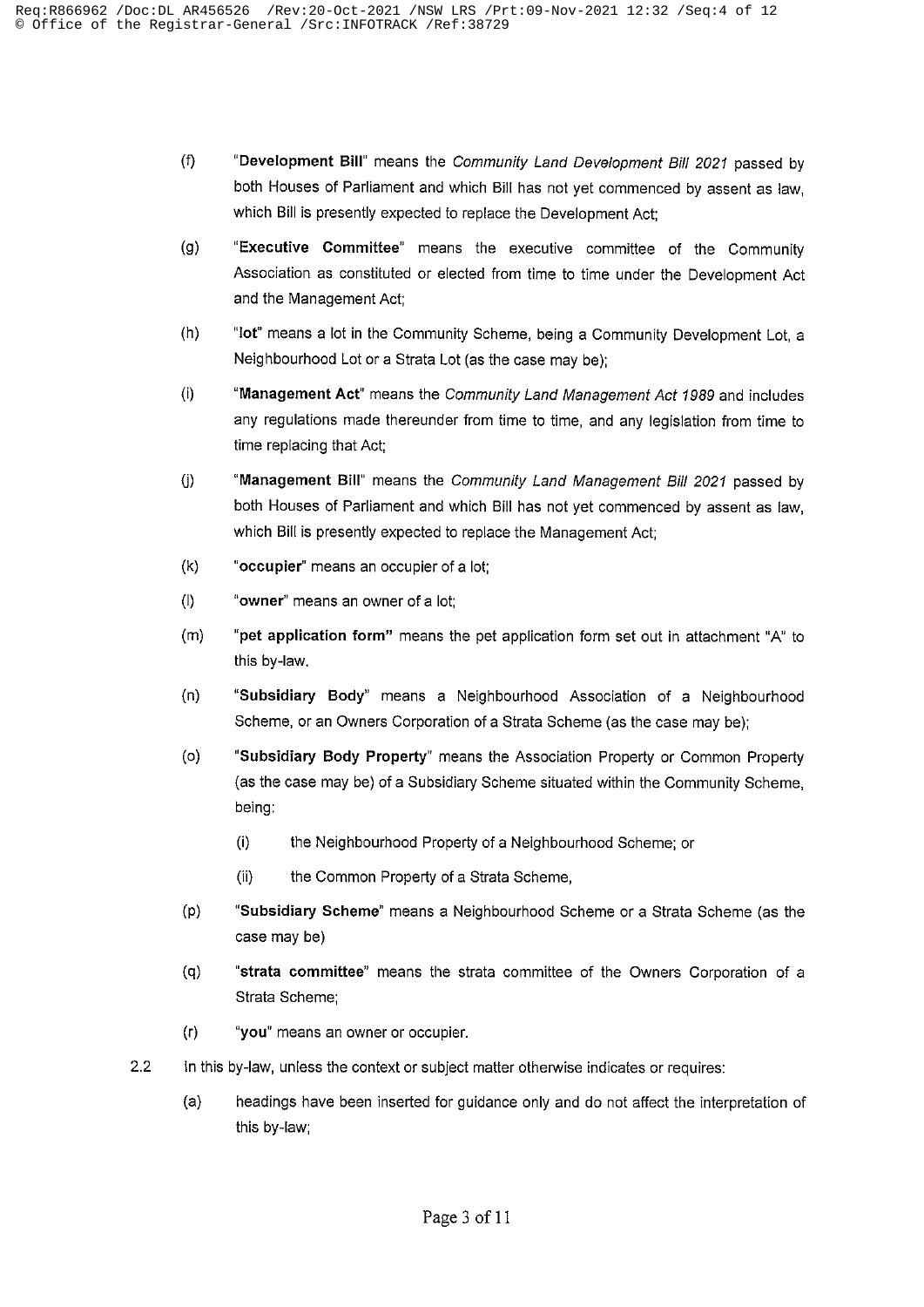(f) "**Development Bill**" means the *Community Land Development Bill 2021* passed by both Houses of Parliament and which Bill has not yet commenced by assent as law, which Bill is presently expected to replace the Development Act;

(g) "**Executive Committee**" means the executive committee of the Community Association as constituted or elected from time to time under the Development Act and the Management Act;

(h) "**lot**" means a lot in the Community Scheme, being a Community Development Lot, a Neighbourhood Lot or a Strata Lot (as the case may be);

(i) "**Management Act**" means the *Community Land Management Act 1989* and includes any regulations made thereunder from time to time, and any legislation from time to time replacing that Act;

(j) "**Management Bill**" means the *Community Land Management Bill 2021* passed by both Houses of Parliament and which Bill has not yet commenced by assent as law, which Bill is presently expected to replace the Management Act;

(k) "**occupier**" means an occupier of a lot;

(l) "**owner**" means an owner of a lot;

(m) "**pet application form**" means the pet application form set out in attachment "A" to this by-law.

(n) "**Subsidiary Body**" means a Neighbourhood Association of a Neighbourhood Scheme, or an Owners Corporation of a Strata Scheme (as the case may be);

(o) "**Subsidiary Body Property**" means the Association Property or Common Property (as the case may be) of a Subsidiary Scheme situated within the Community Scheme, being:

   (i) the Neighbourhood Property of a Neighbourhood Scheme; or

   (ii) the Common Property of a Strata Scheme,

(p) "**Subsidiary Scheme**" means a Neighbourhood Scheme or a Strata Scheme (as the case may be)

(q) "**strata committee**" means the strata committee of the Owners Corporation of a Strata Scheme;

(r) "**you**" means an owner or occupier.

2.2 In this by-law, unless the context or subject matter otherwise indicates or requires:

   (a) headings have been inserted for guidance only and do not affect the interpretation of this by-law;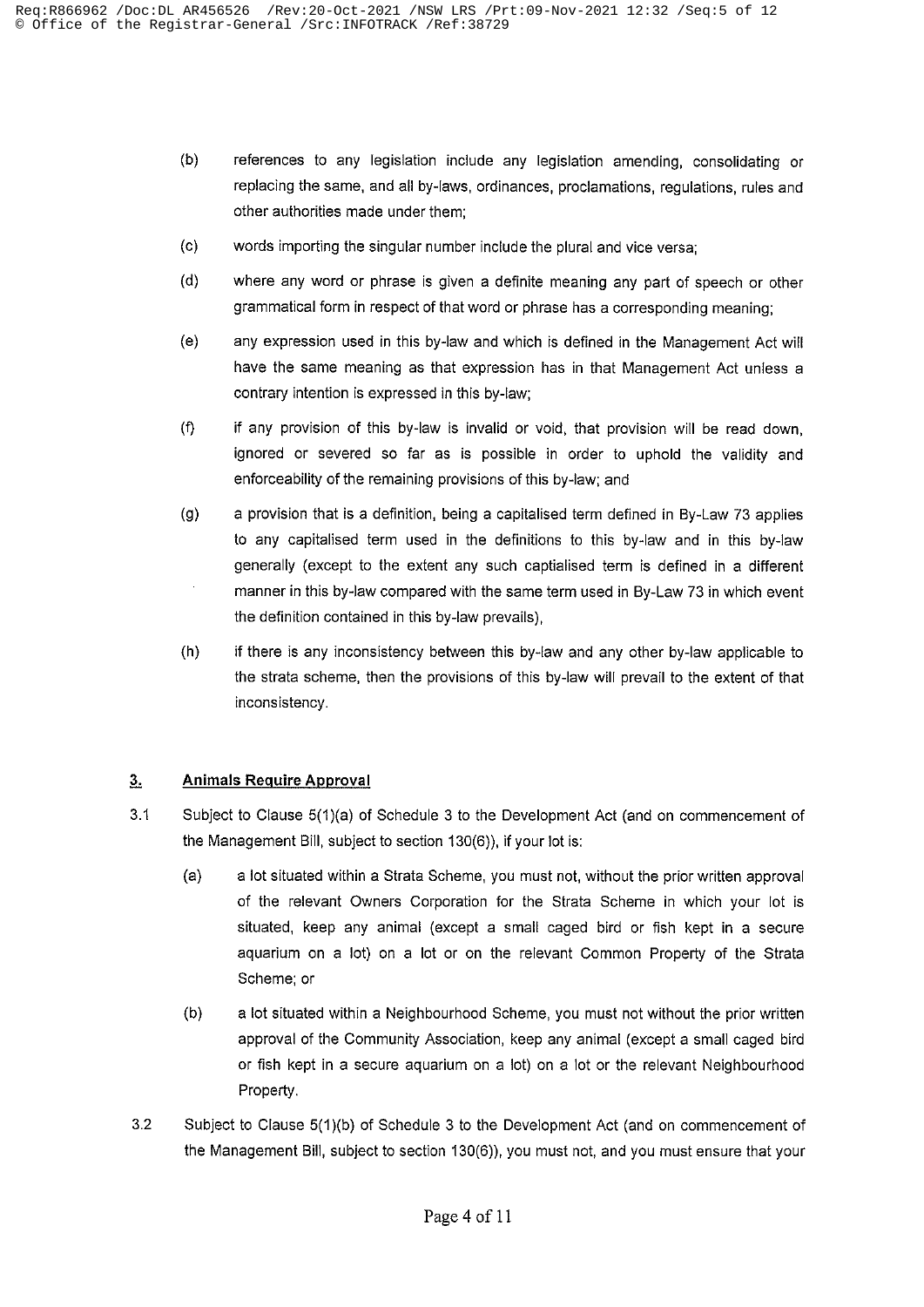(b) references to any legislation include any legislation amending, consolidating or replacing the same, and all by-laws, ordinances, proclamations, regulations, rules and other authorities made under them;

(c) words importing the singular number include the plural and vice versa;

(d) where any word or phrase is given a definite meaning any part of speech or other grammatical form in respect of that word or phrase has a corresponding meaning;

(e) any expression used in this by-law and which is defined in the Management Act will have the same meaning as that expression has in that Management Act unless a contrary intention is expressed in this by-law;

(f) if any provision of this by-law is invalid or void, that provision will be read down, ignored or severed so far as is possible in order to uphold the validity and enforceability of the remaining provisions of this by-law; and

(g) a provision that is a definition, being a capitalised term defined in By-Law 73 applies to any capitalised term used in the definitions to this by-law and in this by-law generally (except to the extent any such captialised term is defined in a different manner in this by-law compared with the same term used in By-Law 73 in which event the definition contained in this by-law prevails),

(h) if there is any inconsistency between this by-law and any other by-law applicable to the strata scheme, then the provisions of this by-law will prevail to the extent of that inconsistency.

## 3. Animals Require Approval

3.1 Subject to Clause 5(1)(a) of Schedule 3 to the Development Act (and on commencement of the Management Bill, subject to section 130(6)), if your lot is:

(a) a lot situated within a Strata Scheme, you must not, without the prior written approval of the relevant Owners Corporation for the Strata Scheme in which your lot is situated, keep any animal (except a small caged bird or fish kept in a secure aquarium on a lot) on a lot or on the relevant Common Property of the Strata Scheme; or

(b) a lot situated within a Neighbourhood Scheme, you must not without the prior written approval of the Community Association, keep any animal (except a small caged bird or fish kept in a secure aquarium on a lot) on a lot or the relevant Neighbourhood Property.

3.2 Subject to Clause 5(1)(b) of Schedule 3 to the Development Act (and on commencement of the Management Bill, subject to section 130(6)), you must not, and you must ensure that your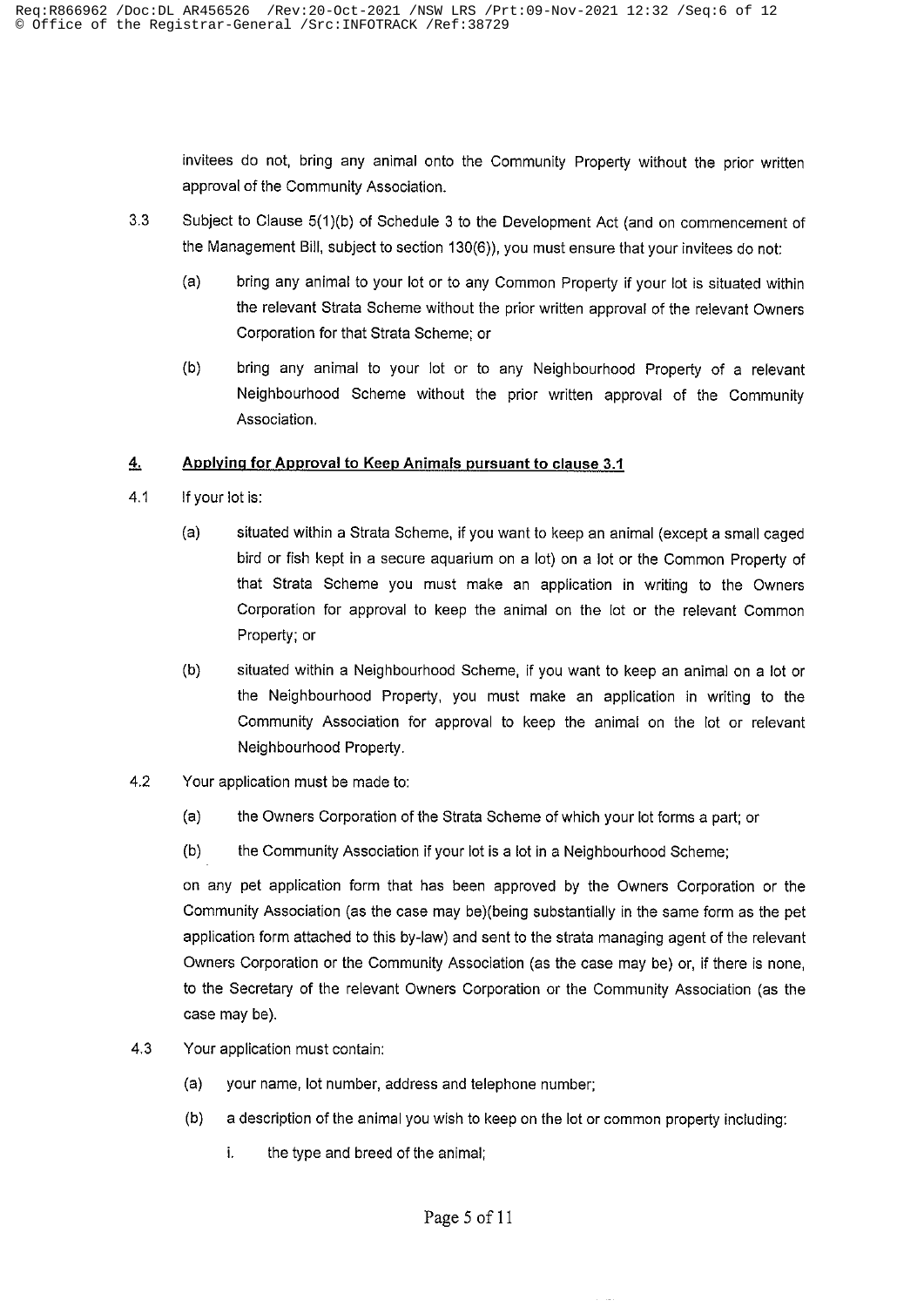invitees do not, bring any animal onto the Community Property without the prior written approval of the Community Association.

3.3 Subject to Clause 5(1)(b) of Schedule 3 to the Development Act (and on commencement of the Management Bill, subject to section 130(6)), you must ensure that your invitees do not:

(a) bring any animal to your lot or to any Common Property if your lot is situated within the relevant Strata Scheme without the prior written approval of the relevant Owners Corporation for that Strata Scheme; or

(b) bring any animal to your lot or to any Neighbourhood Property of a relevant Neighbourhood Scheme without the prior written approval of the Community Association.

## 4. Applying for Approval to Keep Animals pursuant to clause 3.1

4.1 If your lot is:

(a) situated within a Strata Scheme, if you want to keep an animal (except a small caged bird or fish kept in a secure aquarium on a lot) on a lot or the Common Property of that Strata Scheme you must make an application in writing to the Owners Corporation for approval to keep the animal on the lot or the relevant Common Property; or

(b) situated within a Neighbourhood Scheme, if you want to keep an animal on a lot or the Neighbourhood Property, you must make an application in writing to the Community Association for approval to keep the animal on the lot or relevant Neighbourhood Property.

4.2 Your application must be made to:

(a) the Owners Corporation of the Strata Scheme of which your lot forms a part; or

(b) the Community Association if your lot is a lot in a Neighbourhood Scheme;

on any pet application form that has been approved by the Owners Corporation or the Community Association (as the case may be)(being substantially in the same form as the pet application form attached to this by-law) and sent to the strata managing agent of the relevant Owners Corporation or the Community Association (as the case may be) or, if there is none, to the Secretary of the relevant Owners Corporation or the Community Association (as the case may be).

4.3 Your application must contain:

(a) your name, lot number, address and telephone number;

(b) a description of the animal you wish to keep on the lot or common property including:

i. the type and breed of the animal;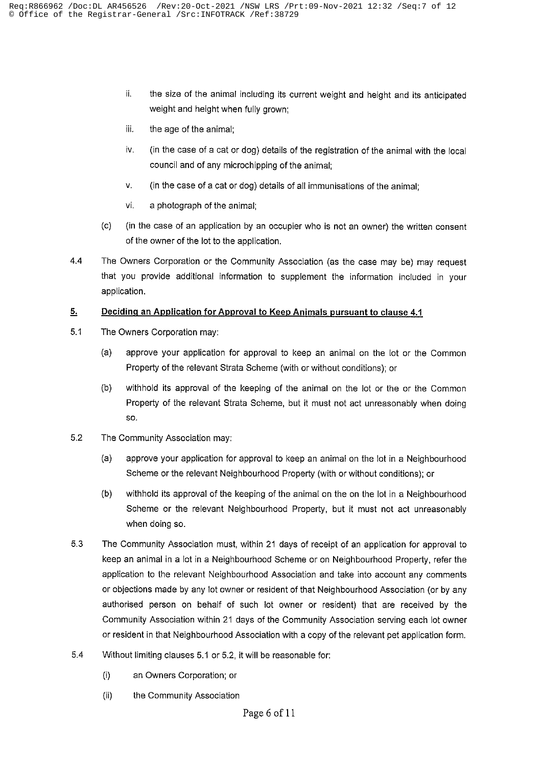ii. the size of the animal including its current weight and height and its anticipated weight and height when fully grown;

   iii. the age of the animal;

   iv. (in the case of a cat or dog) details of the registration of the animal with the local council and of any microchipping of the animal;

   v. (in the case of a cat or dog) details of all immunisations of the animal;

   vi. a photograph of the animal;

(c) (in the case of an application by an occupier who is not an owner) the written consent of the owner of the lot to the application.

4.4 The Owners Corporation or the Community Association (as the case may be) may request that you provide additional information to supplement the information included in your application.

## 5. Deciding an Application for Approval to Keep Animals pursuant to clause 4.1

5.1 The Owners Corporation may:

(a) approve your application for approval to keep an animal on the lot or the Common Property of the relevant Strata Scheme (with or without conditions); or

(b) withhold its approval of the keeping of the animal on the lot or the or the Common Property of the relevant Strata Scheme, but it must not act unreasonably when doing so.

5.2 The Community Association may:

(a) approve your application for approval to keep an animal on the lot in a Neighbourhood Scheme or the relevant Neighbourhood Property (with or without conditions); or

(b) withhold its approval of the keeping of the animal on the on the lot in a Neighbourhood Scheme or the relevant Neighbourhood Property, but it must not act unreasonably when doing so.

5.3 The Community Association must, within 21 days of receipt of an application for approval to keep an animal in a lot in a Neighbourhood Scheme or on Neighbourhood Property, refer the application to the relevant Neighbourhood Association and take into account any comments or objections made by any lot owner or resident of that Neighbourhood Association (or by any authorised person on behalf of such lot owner or resident) that are received by the Community Association within 21 days of the Community Association serving each lot owner or resident in that Neighbourhood Association with a copy of the relevant pet application form.

5.4 Without limiting clauses 5.1 or 5.2, it will be reasonable for:

(i) an Owners Corporation; or

(ii) the Community Association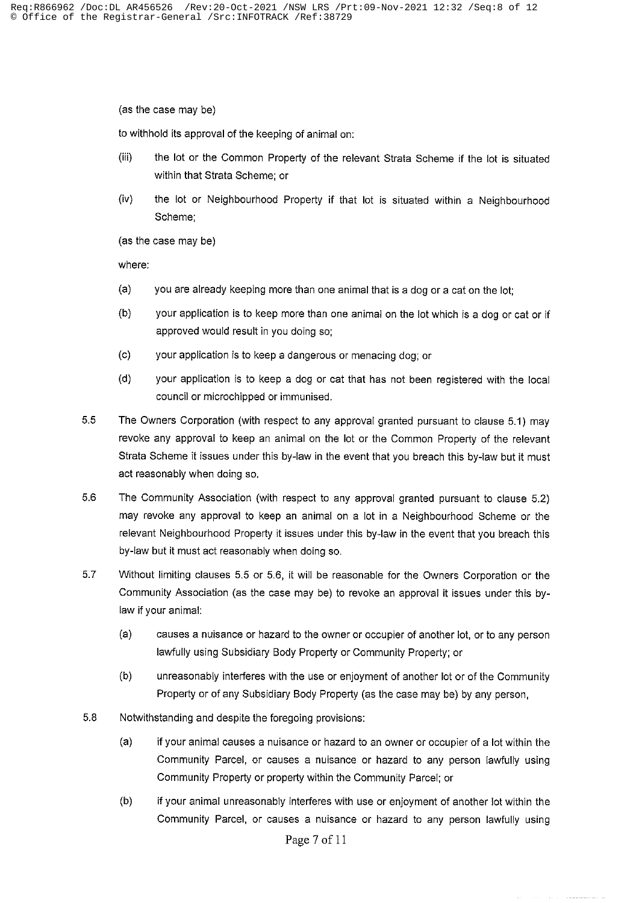(as the case may be)

to withhold its approval of the keeping of animal on:

(iii) the lot or the Common Property of the relevant Strata Scheme if the lot is situated within that Strata Scheme; or

(iv) the lot or Neighbourhood Property if that lot is situated within a Neighbourhood Scheme;

(as the case may be)

where:

(a) you are already keeping more than one animal that is a dog or a cat on the lot;

(b) your application is to keep more than one animal on the lot which is a dog or cat or if approved would result in you doing so;

(c) your application is to keep a dangerous or menacing dog; or

(d) your application is to keep a dog or cat that has not been registered with the local council or microchipped or immunised.

5.5 The Owners Corporation (with respect to any approval granted pursuant to clause 5.1) may revoke any approval to keep an animal on the lot or the Common Property of the relevant Strata Scheme it issues under this by-law in the event that you breach this by-law but it must act reasonably when doing so.

5.6 The Community Association (with respect to any approval granted pursuant to clause 5.2) may revoke any approval to keep an animal on a lot in a Neighbourhood Scheme or the relevant Neighbourhood Property it issues under this by-law in the event that you breach this by-law but it must act reasonably when doing so.

5.7 Without limiting clauses 5.5 or 5.6, it will be reasonable for the Owners Corporation or the Community Association (as the case may be) to revoke an approval it issues under this by-law if your animal:

(a) causes a nuisance or hazard to the owner or occupier of another lot, or to any person lawfully using Subsidiary Body Property or Community Property; or

(b) unreasonably interferes with the use or enjoyment of another lot or of the Community Property or of any Subsidiary Body Property (as the case may be) by any person,

5.8 Notwithstanding and despite the foregoing provisions:

(a) if your animal causes a nuisance or hazard to an owner or occupier of a lot within the Community Parcel, or causes a nuisance or hazard to any person lawfully using Community Property or property within the Community Parcel; or

(b) if your animal unreasonably interferes with use or enjoyment of another lot within the Community Parcel, or causes a nuisance or hazard to any person lawfully using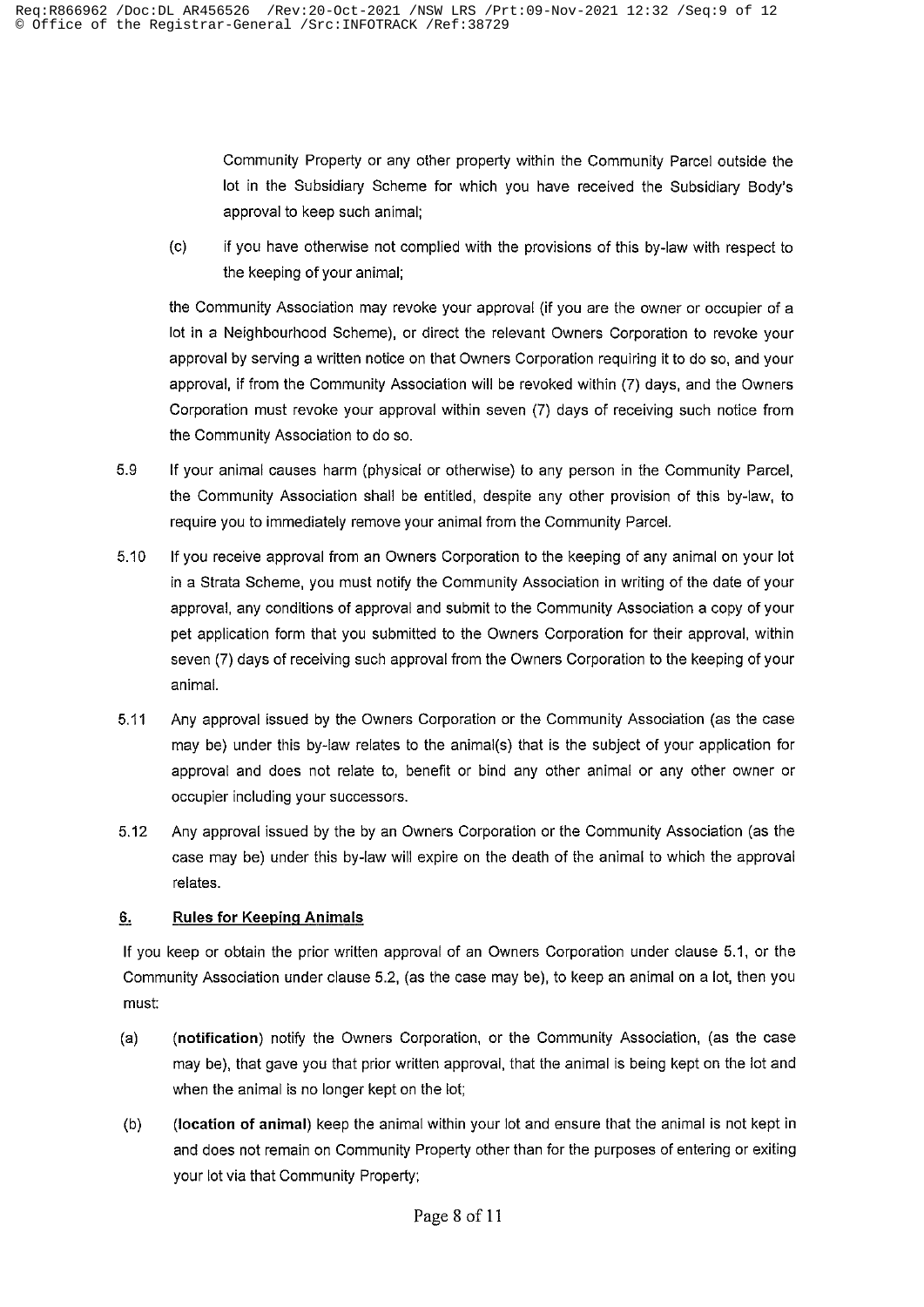Community Property or any other property within the Community Parcel outside the lot in the Subsidiary Scheme for which you have received the Subsidiary Body's approval to keep such animal;

(c) if you have otherwise not complied with the provisions of this by-law with respect to the keeping of your animal;

the Community Association may revoke your approval (if you are the owner or occupier of a lot in a Neighbourhood Scheme), or direct the relevant Owners Corporation to revoke your approval by serving a written notice on that Owners Corporation requiring it to do so, and your approval, if from the Community Association will be revoked within (7) days, and the Owners Corporation must revoke your approval within seven (7) days of receiving such notice from the Community Association to do so.

5.9 If your animal causes harm (physical or otherwise) to any person in the Community Parcel, the Community Association shall be entitled, despite any other provision of this by-law, to require you to immediately remove your animal from the Community Parcel.

5.10 If you receive approval from an Owners Corporation to the keeping of any animal on your lot in a Strata Scheme, you must notify the Community Association in writing of the date of your approval, any conditions of approval and submit to the Community Association a copy of your pet application form that you submitted to the Owners Corporation for their approval, within seven (7) days of receiving such approval from the Owners Corporation to the keeping of your animal.

5.11 Any approval issued by the Owners Corporation or the Community Association (as the case may be) under this by-law relates to the animal(s) that is the subject of your application for approval and does not relate to, benefit or bind any other animal or any other owner or occupier including your successors.

5.12 Any approval issued by the by an Owners Corporation or the Community Association (as the case may be) under this by-law will expire on the death of the animal to which the approval relates.

## 6. Rules for Keeping Animals

If you keep or obtain the prior written approval of an Owners Corporation under clause 5.1, or the Community Association under clause 5.2, (as the case may be), to keep an animal on a lot, then you must:

(a) **(notification)** notify the Owners Corporation, or the Community Association, (as the case may be), that gave you that prior written approval, that the animal is being kept on the lot and when the animal is no longer kept on the lot;

(b) **(location of animal)** keep the animal within your lot and ensure that the animal is not kept in and does not remain on Community Property other than for the purposes of entering or exiting your lot via that Community Property;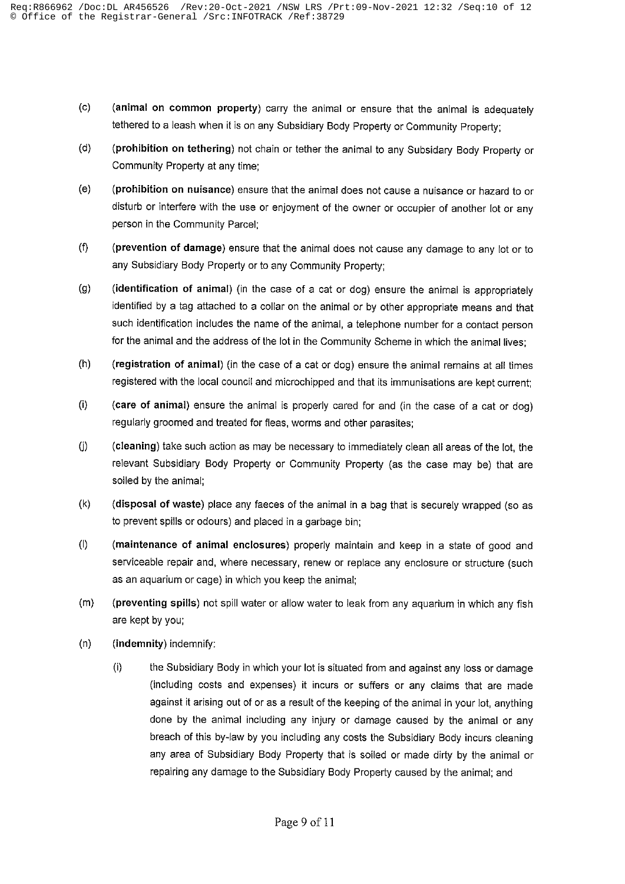(c) (**animal on common property**) carry the animal or ensure that the animal is adequately tethered to a leash when it is on any Subsidiary Body Property or Community Property;

(d) (**prohibition on tethering**) not chain or tether the animal to any Subsidary Body Property or Community Property at any time;

(e) (**prohibition on nuisance**) ensure that the animal does not cause a nuisance or hazard to or disturb or interfere with the use or enjoyment of the owner or occupier of another lot or any person in the Community Parcel;

(f) (**prevention of damage**) ensure that the animal does not cause any damage to any lot or to any Subsidiary Body Property or to any Community Property;

(g) (**identification of animal**) (in the case of a cat or dog) ensure the animal is appropriately identified by a tag attached to a collar on the animal or by other appropriate means and that such identification includes the name of the animal, a telephone number for a contact person for the animal and the address of the lot in the Community Scheme in which the animal lives;

(h) (**registration of animal**) (in the case of a cat or dog) ensure the animal remains at all times registered with the local council and microchipped and that its immunisations are kept current;

(i) (**care of animal**) ensure the animal is properly cared for and (in the case of a cat or dog) regularly groomed and treated for fleas, worms and other parasites;

(j) (**cleaning**) take such action as may be necessary to immediately clean all areas of the lot, the relevant Subsidiary Body Property or Community Property (as the case may be) that are soiled by the animal;

(k) (**disposal of waste**) place any faeces of the animal in a bag that is securely wrapped (so as to prevent spills or odours) and placed in a garbage bin;

(l) (**maintenance of animal enclosures**) properly maintain and keep in a state of good and serviceable repair and, where necessary, renew or replace any enclosure or structure (such as an aquarium or cage) in which you keep the animal;

(m) (**preventing spills**) not spill water or allow water to leak from any aquarium in which any fish are kept by you;

(n) (**indemnity**) indemnify:

   (i) the Subsidiary Body in which your lot is situated from and against any loss or damage (including costs and expenses) it incurs or suffers or any claims that are made against it arising out of or as a result of the keeping of the animal in your lot, anything done by the animal including any injury or damage caused by the animal or any breach of this by-law by you including any costs the Subsidiary Body incurs cleaning any area of Subsidiary Body Property that is soiled or made dirty by the animal or repairing any damage to the Subsidiary Body Property caused by the animal; and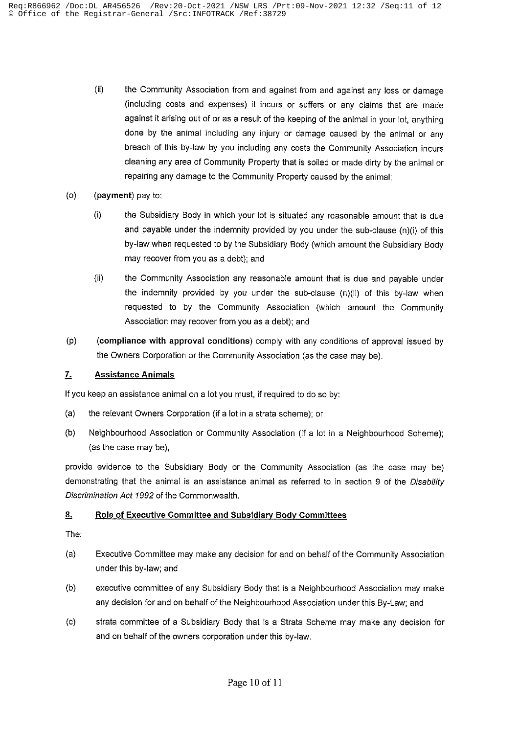(ii) the Community Association from and against from and against any loss or damage (including costs and expenses) it incurs or suffers or any claims that are made against it arising out of or as a result of the keeping of the animal in your lot, anything done by the animal including any injury or damage caused by the animal or any breach of this by-law by you including any costs the Community Association incurs cleaning any area of Community Property that is soiled or made dirty by the animal or repairing any damage to the Community Property caused by the animal;

(o) (**payment**) pay to:

(i) the Subsidiary Body in which your lot is situated any reasonable amount that is due and payable under the indemnity provided by you under the sub-clause (n)(i) of this by-law when requested to by the Subsidiary Body (which amount the Subsidiary Body may recover from you as a debt); and

(ii) the Community Association any reasonable amount that is due and payable under the indemnity provided by you under the sub-clause (n)(ii) of this by-law when requested to by the Community Association (which amount the Community Association may recover from you as a debt); and

(p) (**compliance with approval conditions**) comply with any conditions of approval issued by the Owners Corporation or the Community Association (as the case may be).

## 7. Assistance Animals

If you keep an assistance animal on a lot you must, if required to do so by:

(a) the relevant Owners Corporation (if a lot in a strata scheme); or

(b) Neighbourhood Association or Community Association (if a lot in a Neighbourhood Scheme); (as the case may be),

provide evidence to the Subsidiary Body or the Community Association (as the case may be) demonstrating that the animal is an assistance animal as referred to in section 9 of the *Disability Discrimination Act 1992* of the Commonwealth.

## 8. Role of Executive Committee and Subsidiary Body Committees

The:

(a) Executive Committee may make any decision for and on behalf of the Community Association under this by-law; and

(b) executive committee of any Subsidiary Body that is a Neighbourhood Association may make any decision for and on behalf of the Neighbourhood Association under this By-Law; and

(c) strata committee of a Subsidiary Body that is a Strata Scheme may make any decision for and on behalf of the owners corporation under this by-law.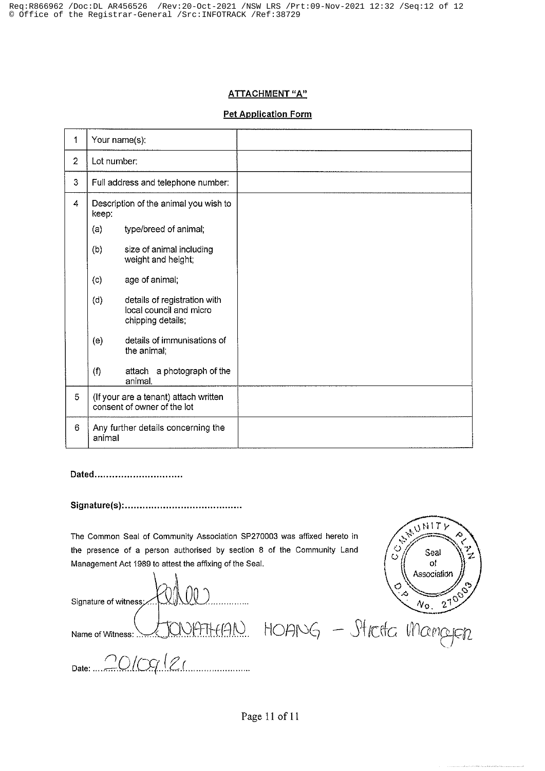## ATTACHMENT "A"

### Pet Application Form

| | | |
|---|---|---|
| 1 | Your name(s): | |
| 2 | Lot number: | |
| 3 | Full address and telephone number: | |
| 4 | Description of the animal you wish to keep:<br>(a) type/breed of animal;<br>(b) size of animal including weight and height;<br>(c) age of animal;<br>(d) details of registration with local council and micro chipping details;<br>(e) details of immunisations of the animal;<br>(f) attach a photograph of the animal. | |
| 5 | (If your are a tenant) attach written consent of owner of the lot | |
| 6 | Any further details concerning the animal | |

**Dated..............................**

**Signature(s):........................................**

The Common Seal of Community Association SP270003 was affixed hereto in the presence of a person authorised by section 8 of the Community Land Management Act 1989 to attest the affixing of the Seal.

COMMUNITY PLAN Seal of Association D.P. No. 270003

Signature of witness: [signature]

Name of Witness: JONATHAN HOANG – Strata Manager

Date: 20/09/21